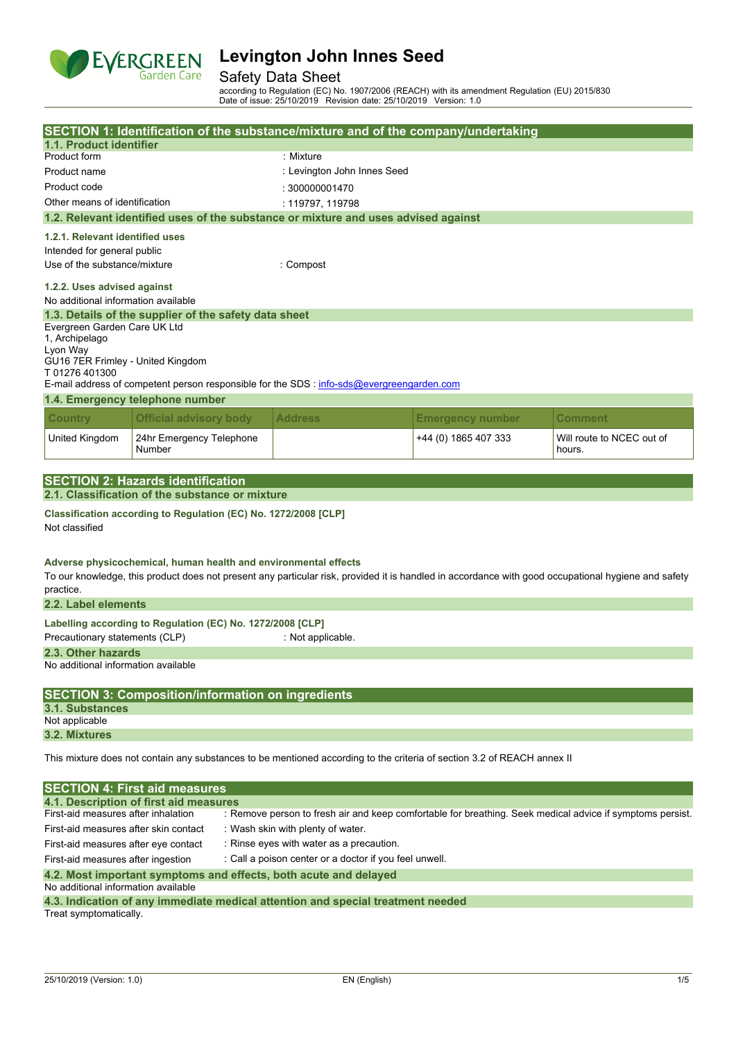# Levington John Innes Seed

## Safety Data Sheet

according to Regulation (EC) No. 1907/2006 (REACH) with its amendment Regulation (EU) 2015/830
Date of issue: 25/10/2019 Revision date: 25/10/2019 Version: 1.0

## SECTION 1: Identification of the substance/mixture and of the company/undertaking

### 1.1. Product identifier

Product form : Mixture

Product name : Levington John Innes Seed

Product code : 300000001470

Other means of identification : 119797, 119798

### 1.2. Relevant identified uses of the substance or mixture and uses advised against

**1.2.1. Relevant identified uses**

Intended for general public

Use of the substance/mixture : Compost

**1.2.2. Uses advised against**

No additional information available

### 1.3. Details of the supplier of the safety data sheet

Evergreen Garden Care UK Ltd
1, Archipelago
Lyon Way
GU16 7ER Frimley - United Kingdom
T 01276 401300

E-mail address of competent person responsible for the SDS : info-sds@evergreengarden.com

### 1.4. Emergency telephone number

| Country | Official advisory body | Address | Emergency number | Comment |
|---|---|---|---|---|
| United Kingdom | 24hr Emergency Telephone Number | | +44 (0) 1865 407 333 | Will route to NCEC out of hours. |

## SECTION 2: Hazards identification

### 2.1. Classification of the substance or mixture

**Classification according to Regulation (EC) No. 1272/2008 [CLP]**

Not classified

**Adverse physicochemical, human health and environmental effects**

To our knowledge, this product does not present any particular risk, provided it is handled in accordance with good occupational hygiene and safety practice.

### 2.2. Label elements

**Labelling according to Regulation (EC) No. 1272/2008 [CLP]**

Precautionary statements (CLP) : Not applicable.

### 2.3. Other hazards

No additional information available

## SECTION 3: Composition/information on ingredients

### 3.1. Substances

Not applicable

### 3.2. Mixtures

This mixture does not contain any substances to be mentioned according to the criteria of section 3.2 of REACH annex II

## SECTION 4: First aid measures

### 4.1. Description of first aid measures

First-aid measures after inhalation : Remove person to fresh air and keep comfortable for breathing. Seek medical advice if symptoms persist.

First-aid measures after skin contact : Wash skin with plenty of water.

First-aid measures after eye contact : Rinse eyes with water as a precaution.

First-aid measures after ingestion : Call a poison center or a doctor if you feel unwell.

### 4.2. Most important symptoms and effects, both acute and delayed

No additional information available

### 4.3. Indication of any immediate medical attention and special treatment needed

Treat symptomatically.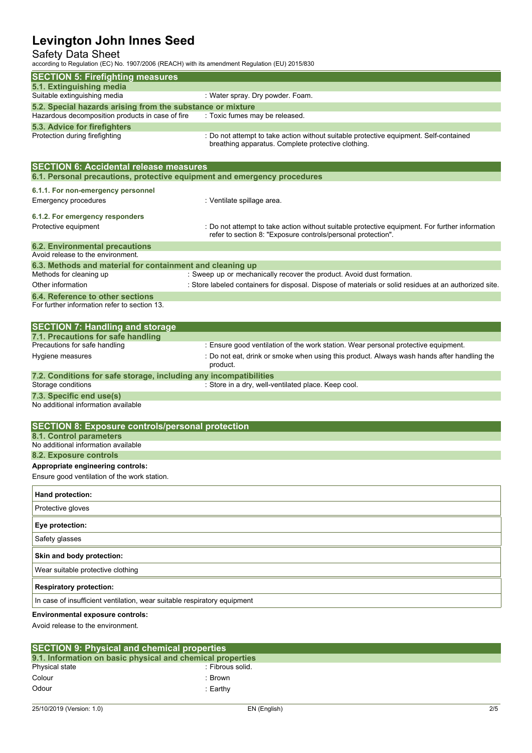## SECTION 5: Firefighting measures

### 5.1. Extinguishing media

Suitable extinguishing media : Water spray. Dry powder. Foam.

### 5.2. Special hazards arising from the substance or mixture

Hazardous decomposition products in case of fire : Toxic fumes may be released.

### 5.3. Advice for firefighters

Protection during firefighting : Do not attempt to take action without suitable protective equipment. Self-contained breathing apparatus. Complete protective clothing.

## SECTION 6: Accidental release measures

### 6.1. Personal precautions, protective equipment and emergency procedures

#### 6.1.1. For non-emergency personnel

Emergency procedures : Ventilate spillage area.

#### 6.1.2. For emergency responders

Protective equipment : Do not attempt to take action without suitable protective equipment. For further information refer to section 8: "Exposure controls/personal protection".

### 6.2. Environmental precautions

Avoid release to the environment.

### 6.3. Methods and material for containment and cleaning up

Methods for cleaning up : Sweep up or mechanically recover the product. Avoid dust formation.

Other information : Store labeled containers for disposal. Dispose of materials or solid residues at an authorized site.

### 6.4. Reference to other sections

For further information refer to section 13.

## SECTION 7: Handling and storage

### 7.1. Precautions for safe handling

Precautions for safe handling : Ensure good ventilation of the work station. Wear personal protective equipment.

Hygiene measures : Do not eat, drink or smoke when using this product. Always wash hands after handling the product.

### 7.2. Conditions for safe storage, including any incompatibilities

Storage conditions : Store in a dry, well-ventilated place. Keep cool.

### 7.3. Specific end use(s)

No additional information available

## SECTION 8: Exposure controls/personal protection

### 8.1. Control parameters

No additional information available

### 8.2. Exposure controls

**Appropriate engineering controls:**

Ensure good ventilation of the work station.

| **Hand protection:** |
|---|
| Protective gloves |

| **Eye protection:** |
|---|
| Safety glasses |

| **Skin and body protection:** |
|---|
| Wear suitable protective clothing |

| **Respiratory protection:** |
|---|
| In case of insufficient ventilation, wear suitable respiratory equipment |

**Environmental exposure controls:**

Avoid release to the environment.

## SECTION 9: Physical and chemical properties

### 9.1. Information on basic physical and chemical properties

Physical state : Fibrous solid.

Colour : Brown

Odour : Earthy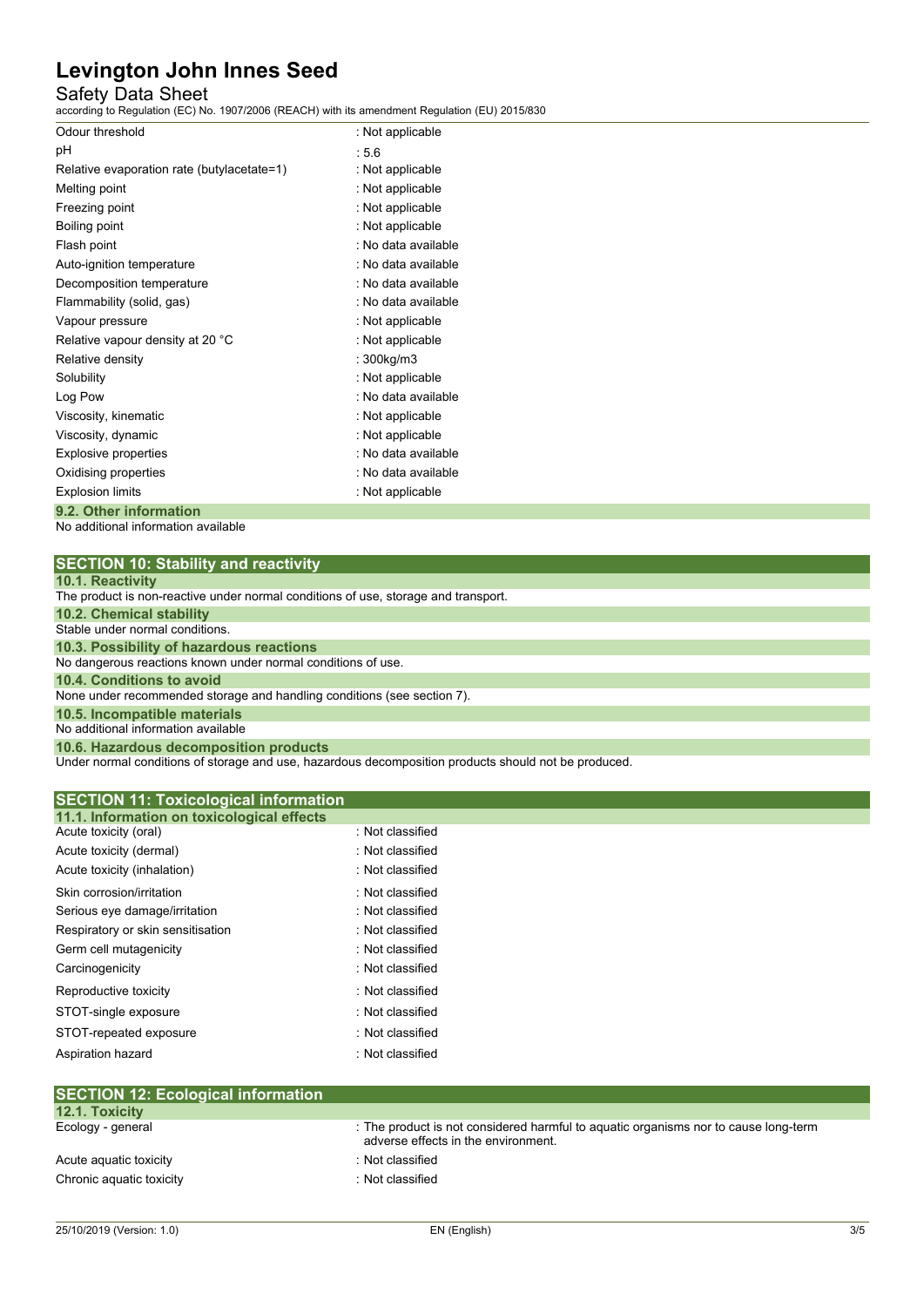| Property | Value |
|---|---|
| Odour threshold | : Not applicable |
| pH | : 5.6 |
| Relative evaporation rate (butylacetate=1) | : Not applicable |
| Melting point | : Not applicable |
| Freezing point | : Not applicable |
| Boiling point | : Not applicable |
| Flash point | : No data available |
| Auto-ignition temperature | : No data available |
| Decomposition temperature | : No data available |
| Flammability (solid, gas) | : No data available |
| Vapour pressure | : Not applicable |
| Relative vapour density at 20 °C | : Not applicable |
| Relative density | : 300kg/m3 |
| Solubility | : Not applicable |
| Log Pow | : No data available |
| Viscosity, kinematic | : Not applicable |
| Viscosity, dynamic | : Not applicable |
| Explosive properties | : No data available |
| Oxidising properties | : No data available |
| Explosion limits | : Not applicable |

### 9.2. Other information

No additional information available

## SECTION 10: Stability and reactivity

### 10.1. Reactivity

The product is non-reactive under normal conditions of use, storage and transport.

### 10.2. Chemical stability

Stable under normal conditions.

### 10.3. Possibility of hazardous reactions

No dangerous reactions known under normal conditions of use.

### 10.4. Conditions to avoid

None under recommended storage and handling conditions (see section 7).

### 10.5. Incompatible materials

No additional information available

### 10.6. Hazardous decomposition products

Under normal conditions of storage and use, hazardous decomposition products should not be produced.

## SECTION 11: Toxicological information

### 11.1. Information on toxicological effects

| Effect | Classification |
|---|---|
| Acute toxicity (oral) | : Not classified |
| Acute toxicity (dermal) | : Not classified |
| Acute toxicity (inhalation) | : Not classified |
| Skin corrosion/irritation | : Not classified |
| Serious eye damage/irritation | : Not classified |
| Respiratory or skin sensitisation | : Not classified |
| Germ cell mutagenicity | : Not classified |
| Carcinogenicity | : Not classified |
| Reproductive toxicity | : Not classified |
| STOT-single exposure | : Not classified |
| STOT-repeated exposure | : Not classified |
| Aspiration hazard | : Not classified |

## SECTION 12: Ecological information

### 12.1. Toxicity

| Item | Information |
|---|---|
| Ecology - general | : The product is not considered harmful to aquatic organisms nor to cause long-term adverse effects in the environment. |
| Acute aquatic toxicity | : Not classified |
| Chronic aquatic toxicity | : Not classified |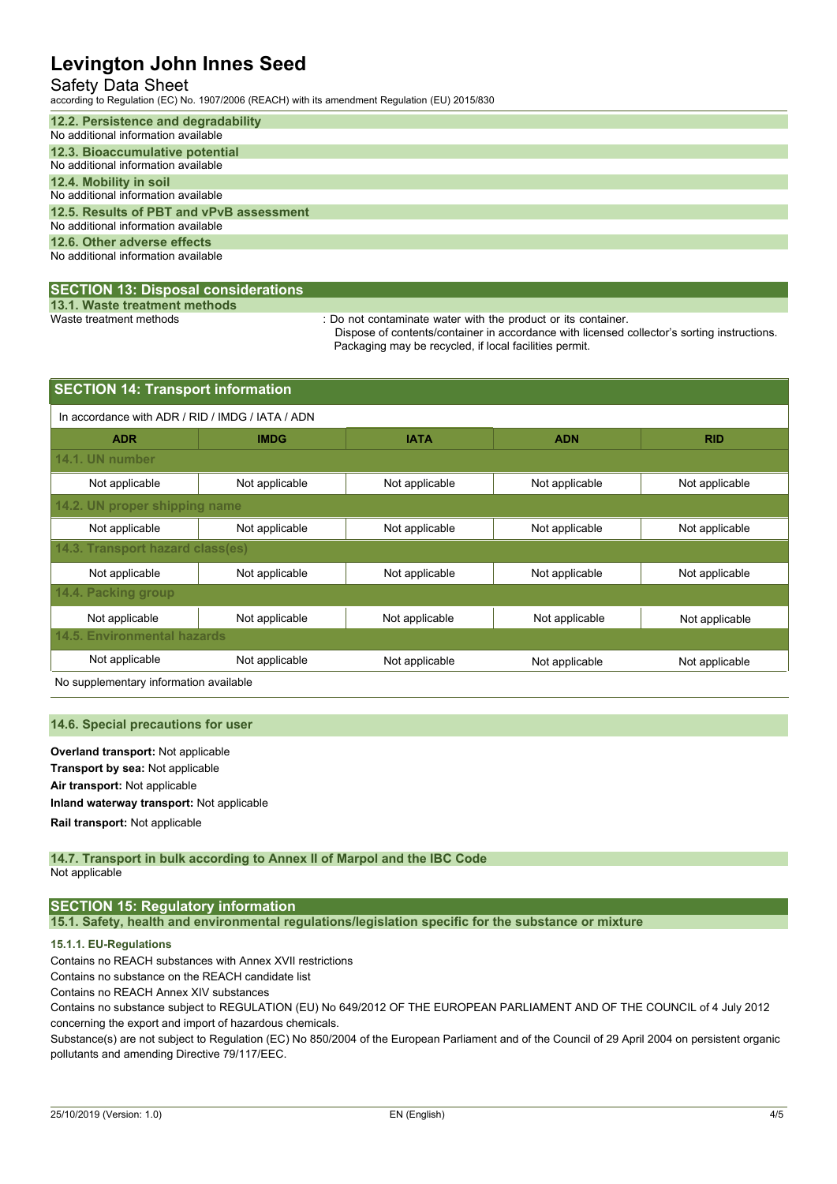### 12.2. Persistence and degradability

No additional information available

### 12.3. Bioaccumulative potential

No additional information available

### 12.4. Mobility in soil

No additional information available

### 12.5. Results of PBT and vPvB assessment

No additional information available

### 12.6. Other adverse effects

No additional information available

## SECTION 13: Disposal considerations

### 13.1. Waste treatment methods

Waste treatment methods : Do not contaminate water with the product or its container.
Dispose of contents/container in accordance with licensed collector's sorting instructions.
Packaging may be recycled, if local facilities permit.

## SECTION 14: Transport information

In accordance with ADR / RID / IMDG / IATA / ADN

| ADR | IMDG | IATA | ADN | RID |
|---|---|---|---|---|
| **14.1. UN number** | | | | |
| Not applicable | Not applicable | Not applicable | Not applicable | Not applicable |
| **14.2. UN proper shipping name** | | | | |
| Not applicable | Not applicable | Not applicable | Not applicable | Not applicable |
| **14.3. Transport hazard class(es)** | | | | |
| Not applicable | Not applicable | Not applicable | Not applicable | Not applicable |
| **14.4. Packing group** | | | | |
| Not applicable | Not applicable | Not applicable | Not applicable | Not applicable |
| **14.5. Environmental hazards** | | | | |
| Not applicable | Not applicable | Not applicable | Not applicable | Not applicable |

No supplementary information available

### 14.6. Special precautions for user

**Overland transport:** Not applicable

**Transport by sea:** Not applicable

**Air transport:** Not applicable

**Inland waterway transport:** Not applicable

**Rail transport:** Not applicable

### 14.7. Transport in bulk according to Annex II of Marpol and the IBC Code

Not applicable

## SECTION 15: Regulatory information

### 15.1. Safety, health and environmental regulations/legislation specific for the substance or mixture

#### 15.1.1. EU-Regulations

Contains no REACH substances with Annex XVII restrictions

Contains no substance on the REACH candidate list

Contains no REACH Annex XIV substances

Contains no substance subject to REGULATION (EU) No 649/2012 OF THE EUROPEAN PARLIAMENT AND OF THE COUNCIL of 4 July 2012 concerning the export and import of hazardous chemicals.

Substance(s) are not subject to Regulation (EC) No 850/2004 of the European Parliament and of the Council of 29 April 2004 on persistent organic pollutants and amending Directive 79/117/EEC.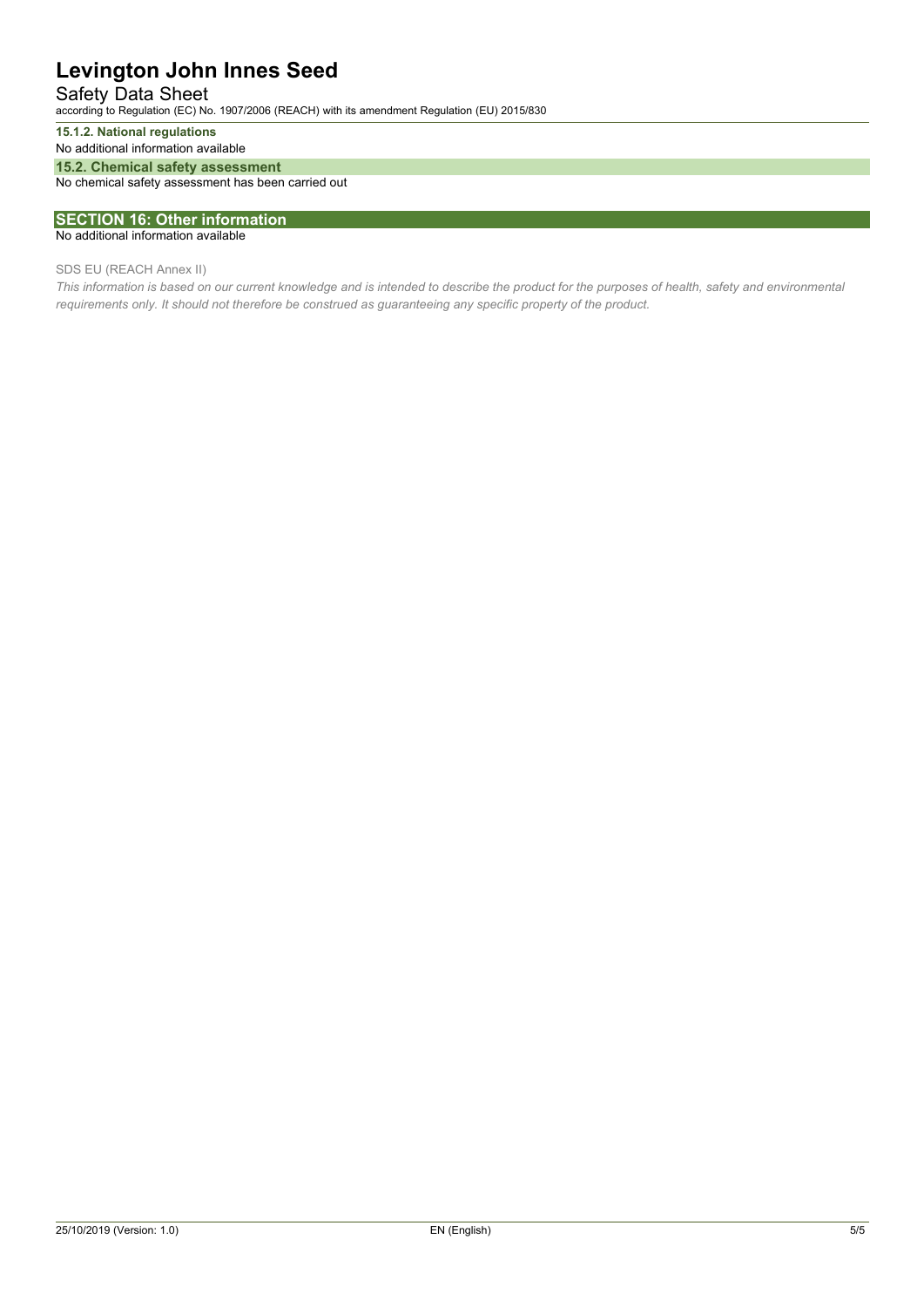#### 15.1.2. National regulations

No additional information available

### 15.2. Chemical safety assessment

No chemical safety assessment has been carried out

## SECTION 16: Other information

No additional information available

SDS EU (REACH Annex II)

*This information is based on our current knowledge and is intended to describe the product for the purposes of health, safety and environmental requirements only. It should not therefore be construed as guaranteeing any specific property of the product.*